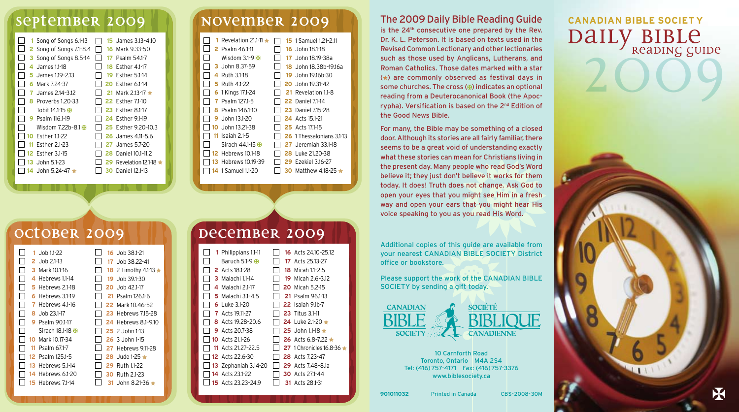# Canadian Bible Society

## Daily Bible Reading Guide 2009

## September 2009

- [ ] 1 Song of Songs 6.1-13
- [ ] 2 Song of Songs 7.1-8.4
- [ ] 3 Song of Songs 8.5-14
- [ ] 4 James 1.1-18
- [ ] 5 James 1.19-2.13
- [ ] 6 Mark 7.24-37
- [ ] 7 James 2.14-3.12
- [ ] 8 Proverbs 1.20-33
- [ ] Tobit 14.1-15 ✠
- [ ] 9 Psalm 116.1-19
- [ ] Wisdom 7.22b-8.1 ✠
- [ ] 10 Esther 1.1-22
- [ ] 11 Esther 2.1-23
- [ ] 12 Esther 3.1-15
- [ ] 13 John 5.1-23
- [ ] 14 John 5.24-47 ★
- [ ] 15 James 3.13-4.10
- [ ] 16 Mark 9.33-50
- [ ] 17 Psalm 54.1-7
- [ ] 18 Esther 4.1-17
- [ ] 19 Esther 5.1-14
- [ ] 20 Esther 6.1-14
- [ ] 21 Mark 2.13-17 ★
- [ ] 22 Esther 7.1-10
- [ ] 23 Esther 8.1-17
- [ ] 24 Esther 9.1-19
- [ ] 25 Esther 9.20-10.3
- [ ] 26 James 4.11-5.6
- [ ] 27 James 5.7-20
- [ ] 28 Daniel 10.1-11.2
- [ ] 29 Revelation 12.1-18 ★
- [ ] 30 Daniel 12.1-13

## November 2009

- [ ] 1 Revelation 21.1-11 ★
- [ ] 2 Psalm 46.1-11
- [ ] Wisdom 3.1-9 ✠
- [ ] 3 John 8.37-59
- [ ] 4 Ruth 3.1-18
- [ ] 5 Ruth 4.1-22
- [ ] 6 1 Kings 17.1-24
- [ ] 7 Psalm 127.1-5
- [ ] 8 Psalm 146.1-10
- [ ] 9 John 13.1-20
- [ ] 10 John 13.21-38
- [ ] 11 Isaiah 2.1-5
- [ ] Sirach 44.1-15 ✠
- [ ] 12 Hebrews 10.1-18
- [ ] 13 Hebrews 10.19-39
- [ ] 14 1 Samuel 1.1-20
- [ ] 15 1 Samuel 1.21-2.11
- [ ] 16 John 18.1-18
- [ ] 17 John 18.19-38a
- [ ] 18 John 18.38b-19.16a
- [ ] 19 John 19.16b-30
- [ ] 20 John 19.31-42
- [ ] 21 Revelation 1.1-8
- [ ] 22 Daniel 7.1-14
- [ ] 23 Daniel 7.15-28
- [ ] 24 Acts 15.1-21
- [ ] 25 Acts 17.1-15
- [ ] 26 1 Thessalonians 3.1-13
- [ ] 27 Jeremiah 33.1-18
- [ ] 28 Luke 21.20-38
- [ ] 29 Ezekiel 3.16-27
- [ ] 30 Matthew 4.18-25 ★

## October 2009

- [ ] 1 Job 1.1-22
- [ ] 2 Job 2.1-13
- [ ] 3 Mark 10.1-16
- [ ] 4 Hebrews 1.1-14
- [ ] 5 Hebrews 2.1-18
- [ ] 6 Hebrews 3.1-19
- [ ] 7 Hebrews 4.1-16
- [ ] 8 Job 23.1-17
- [ ] 9 Psalm 90.1-17
- [ ] Sirach 18.1-18 ✠
- [ ] 10 Mark 10.17-34
- [ ] 11 Psalm 67.1-7
- [ ] 12 Psalm 125.1-5
- [ ] 13 Hebrews 5.1-14
- [ ] 14 Hebrews 6.1-20
- [ ] 15 Hebrews 7.1-14
- [ ] 16 Job 38.1-21
- [ ] 17 Job 38.22-41
- [ ] 18 2 Timothy 4.1-13 ★
- [ ] 19 Job 39.1-30
- [ ] 20 Job 42.1-17
- [ ] 21 Psalm 126.1-6
- [ ] 22 Mark 10.46-52
- [ ] 23 Hebrews 7.15-28
- [ ] 24 Hebrews 8.1-9.10
- [ ] 25 2 John 1-13
- [ ] 26 3 John 1-15
- [ ] 27 Hebrews 9.11-28
- [ ] 28 Jude 1-25 ★
- [ ] 29 Ruth 1.1-22
- [ ] 30 Ruth 2.1-23
- [ ] 31 John 8.21-36 ★

## December 2009

- [ ] 1 Philippians 1.1-11
- [ ] Baruch 5.1-9 ✠
- [ ] 2 Acts 18.1-28
- [ ] 3 Malachi 1.1-14
- [ ] 4 Malachi 2.1-17
- [ ] 5 Malachi 3.1-4.5
- [ ] 6 Luke 3.1-20
- [ ] 7 Acts 19.1-27
- [ ] 8 Acts 19.28-20.6
- [ ] 9 Acts 20.7-38
- [ ] 10 Acts 21.1-26
- [ ] 11 Acts 21.27-22.5
- [ ] 12 Acts 22.6-30
- [ ] 13 Zephaniah 3.14-20
- [ ] 14 Acts 23.1-22
- [ ] 15 Acts 23.23-24.9
- [ ] 16 Acts 24.10-25.12
- [ ] 17 Acts 25.13-27
- [ ] 18 Micah 1.1-2.5
- [ ] 19 Micah 2.6-3.12
- [ ] 20 Micah 5.2-15
- [ ] 21 Psalm 96.1-13
- [ ] 22 Isaiah 9.1b-7
- [ ] 23 Titus 3.1-11
- [ ] 24 Luke 2.1-20 ★
- [ ] 25 John 1.1-18 ★
- [ ] 26 Acts 6.8-7.22 ★
- [ ] 27 1 Chronicles 16.8-36 ★
- [ ] 28 Acts 7.23-47
- [ ] 29 Acts 7.48-8.1a
- [ ] 30 Acts 27.1-44
- [ ] 31 Acts 28.1-31

## The 2009 Daily Bible Reading Guide

is the 24th consecutive one prepared by the Rev. Dr. K. L. Peterson. It is based on texts used in the Revised Common Lectionary and other lectionaries such as those used by Anglicans, Lutherans, and Roman Catholics. Those dates marked with a star (★) are commonly observed as festival days in some churches. The cross (✠) indicates an optional reading from a Deuterocanonical Book (the Apocrypha). Versification is based on the 2nd Edition of the Good News Bible.

For many, the Bible may be something of a closed door. Although its stories are all fairly familiar, there seems to be a great void of understanding exactly what these stories can mean for Christians living in the present day. Many people who read God's Word believe it; they just don't believe it works for them today. It does! Truth does not change. Ask God to open your eyes that you might see Him in a fresh way and open your ears that you might hear His voice speaking to you as you read His Word.

Additional copies of this guide are available from your nearest CANADIAN BIBLE SOCIETY District office or bookstore.

Please support the work of the CANADIAN BIBLE SOCIETY by sending a gift today.

Canadian Bible Society — Société Biblique Canadienne

10 Carnforth Road
Toronto, Ontario M4A 2S4
Tel: (416) 757-4171 Fax: (416) 757-3376
www.biblesociety.ca

901011032 Printed in Canada CBS-2008-30M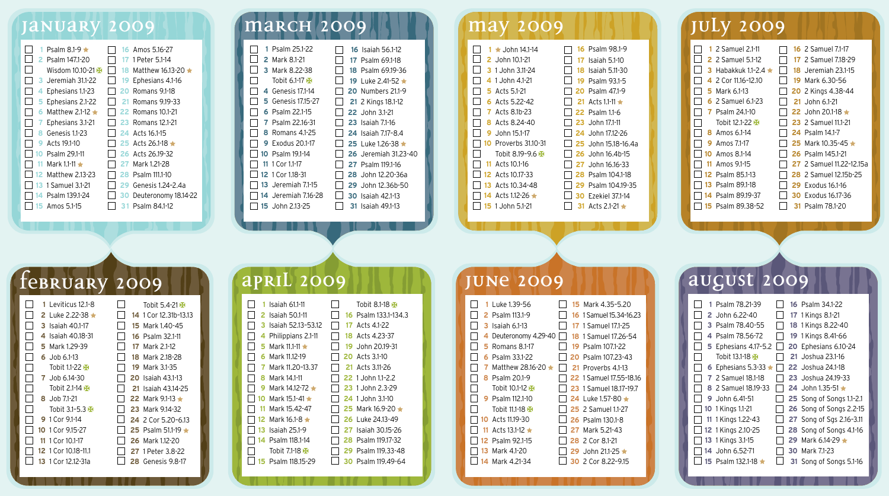## January 2009

- ☐ 1 Psalm 8.1-9 ★
- ☐ 2 Psalm 147.1-20
- ☐ Wisdom 10.10-21 ✠
- ☐ 3 Jeremiah 31.1-22
- ☐ 4 Ephesians 1.1-23
- ☐ 5 Ephesians 2.1-22
- ☐ 6 Matthew 2.1-12 ★
- ☐ 7 Ephesians 3.1-21
- ☐ 8 Genesis 1.1-23
- ☐ 9 Acts 19.1-10
- ☐ 10 Psalm 29.1-11
- ☐ 11 Mark 1.1-11 ★
- ☐ 12 Matthew 2.13-23
- ☐ 13 1 Samuel 3.1-21
- ☐ 14 Psalm 139.1-24
- ☐ 15 Amos 5.1-15
- ☐ 16 Amos 5.16-27
- ☐ 17 1 Peter 5.1-14
- ☐ 18 Matthew 16.13-20 ★
- ☐ 19 Ephesians 4.1-16
- ☐ 20 Romans 9.1-18
- ☐ 21 Romans 9.19-33
- ☐ 22 Romans 10.1-21
- ☐ 23 Romans 12.1-21
- ☐ 24 Acts 16.1-15
- ☐ 25 Acts 26.1-18 ★
- ☐ 26 Acts 26.19-32
- ☐ 27 Mark 1.21-28
- ☐ 28 Psalm 111.1-10
- ☐ 29 Genesis 1.24-2.4a
- ☐ 30 Deuteronomy 18.14-22
- ☐ 31 Psalm 84.1-12

## March 2009

- ☐ 1 Psalm 25.1-22
- ☐ 2 Mark 8.1-21
- ☐ 3 Mark 8.22-38
- ☐ Tobit 6.1-17 ✠
- ☐ 4 Genesis 17.1-14
- ☐ 5 Genesis 17.15-27
- ☐ 6 Psalm 22.1-15
- ☐ 7 Psalm 22.16-31
- ☐ 8 Romans 4.1-25
- ☐ 9 Exodus 20.1-17
- ☐ 10 Psalm 19.1-14
- ☐ 11 1 Cor 1.1-17
- ☐ 12 1 Cor 1.18-31
- ☐ 13 Jeremiah 7.1-15
- ☐ 14 Jeremiah 7.16-28
- ☐ 15 John 2.13-25
- ☐ 16 Isaiah 56.1-12
- ☐ 17 Psalm 69.1-18
- ☐ 18 Psalm 69.19-36
- ☐ 19 Luke 2.41-52 ★
- ☐ 20 Numbers 21.1-9
- ☐ 21 2 Kings 18.1-12
- ☐ 22 John 3.1-21
- ☐ 23 Isaiah 7.1-16
- ☐ 24 Isaiah 7.17-8.4
- ☐ 25 Luke 1.26-38 ★
- ☐ 26 Jeremiah 31.23-40
- ☐ 27 Psalm 119.1-16
- ☐ 28 John 12.20-36a
- ☐ 29 John 12.36b-50
- ☐ 30 Isaiah 42.1-13
- ☐ 31 Isaiah 49.1-13

## May 2009

- ☐ 1 ★ John 14.1-14
- ☐ 2 John 10.1-21
- ☐ 3 1 John 3.11-24
- ☐ 4 1 John 4.1-21
- ☐ 5 Acts 5.1-21
- ☐ 6 Acts 5.22-42
- ☐ 7 Acts 8.1b-23
- ☐ 8 Acts 8.24-40
- ☐ 9 John 15.1-17
- ☐ 10 Proverbs 31.10-31
- ☐ Tobit 8.19-9.6 ✠
- ☐ 11 Acts 10.1-16
- ☐ 12 Acts 10.17-33
- ☐ 13 Acts 10.34-48
- ☐ 14 Acts 1.12-26 ★
- ☐ 15 1 John 5.1-21
- ☐ 16 Psalm 98.1-9
- ☐ 17 Isaiah 5.1-10
- ☐ 18 Isaiah 5.11-30
- ☐ 19 Psalm 93.1-5
- ☐ 20 Psalm 47.1-9
- ☐ 21 Acts 1.1-11 ★
- ☐ 22 Psalm 1.1-6
- ☐ 23 John 17.1-11
- ☐ 24 John 17.12-26
- ☐ 25 John 15.18-16.4a
- ☐ 26 John 16.4b-15
- ☐ 27 John 16.16-33
- ☐ 28 Psalm 104.1-18
- ☐ 29 Psalm 104.19-35
- ☐ 30 Ezekiel 37.1-14
- ☐ 31 Acts 2.1-21 ★

## July 2009

- ☐ 1 2 Samuel 2.1-11
- ☐ 2 2 Samuel 5.1-12
- ☐ 3 Habakkuk 1.1-2.4 ★
- ☐ 4 2 Cor 11.16-12.10
- ☐ 5 Mark 6.1-13
- ☐ 6 2 Samuel 6.1-23
- ☐ 7 Psalm 24.1-10
- ☐ Tobit 12.1-22 ✠
- ☐ 8 Amos 6.1-14
- ☐ 9 Amos 7.1-17
- ☐ 10 Amos 8.1-14
- ☐ 11 Amos 9.1-15
- ☐ 12 Psalm 85.1-13
- ☐ 13 Psalm 89.1-18
- ☐ 14 Psalm 89.19-37
- ☐ 15 Psalm 89.38-52
- ☐ 16 2 Samuel 7.1-17
- ☐ 17 2 Samuel 7.18-29
- ☐ 18 Jeremiah 23.1-15
- ☐ 19 Mark 6.30-56
- ☐ 20 2 Kings 4.38-44
- ☐ 21 John 6.1-21
- ☐ 22 John 20.1-18 ★
- ☐ 23 2 Samuel 11.1-21
- ☐ 24 Psalm 14.1-7
- ☐ 25 Mark 10.35-45 ★
- ☐ 26 Psalm 145.1-21
- ☐ 27 2 Samuel 11.22-12.15a
- ☐ 28 2 Samuel 12.15b-25
- ☐ 29 Exodus 16.1-16
- ☐ 30 Exodus 16.17-36
- ☐ 31 Psalm 78.1-20

## February 2009

- ☐ 1 Leviticus 12.1-8
- ☐ 2 Luke 2.22-38 ★
- ☐ 3 Isaiah 40.1-17
- ☐ 4 Isaiah 40.18-31
- ☐ 5 Mark 1.29-39
- ☐ 6 Job 6.1-13
- ☐ Tobit 1.1-22 ✠
- ☐ 7 Job 6.14-30
- ☐ Tobit 2.1-14 ✠
- ☐ 8 Job 7.1-21
- ☐ Tobit 3.1-5.3 ✠
- ☐ 9 1 Cor 9.1-14
- ☐ 10 1 Cor 9.15-27
- ☐ 11 1 Cor 10.1-17
- ☐ 12 1 Cor 10.18-11.1
- ☐ 13 1 Cor 12.12-31a
- ☐ Tobit 5.4-21 ✠
- ☐ 14 1 Cor 12.31b-13.13
- ☐ 15 Mark 1.40-45
- ☐ 16 Psalm 32.1-11
- ☐ 17 Mark 2.1-12
- ☐ 18 Mark 2.18-28
- ☐ 19 Mark 3.1-35
- ☐ 20 Isaiah 43.1-13
- ☐ 21 Isaiah 43.14-25
- ☐ 22 Mark 9.1-13 ★
- ☐ 23 Mark 9.14-32
- ☐ 24 2 Cor 5.20-6.13
- ☐ 25 Psalm 51.1-19 ★
- ☐ 26 Mark 1.12-20
- ☐ 27 1 Peter 3.8-22
- ☐ 28 Genesis 9.8-17

## April 2009

- ☐ 1 Isaiah 61.1-11
- ☐ 2 Isaiah 50.1-11
- ☐ 3 Isaiah 52.13-53.12
- ☐ 4 Philippians 2.1-11
- ☐ 5 Mark 11.1-11 ★
- ☐ 6 Mark 11.12-19
- ☐ 7 Mark 11.20-13.37
- ☐ 8 Mark 14.1-11
- ☐ 9 Mark 14.12-72 ★
- ☐ 10 Mark 15.1-41 ★
- ☐ 11 Mark 15.42-47
- ☐ 12 Mark 16.1-8 ★
- ☐ 13 Isaiah 25.1-9
- ☐ 14 Psalm 118.1-14
- ☐ Tobit 7.1-18 ✠
- ☐ 15 Psalm 118.15-29
- ☐ Tobit 8.1-18 ✠
- ☐ 16 Psalm 133.1-134.3
- ☐ 17 Acts 4.1-22
- ☐ 18 Acts 4.23-37
- ☐ 19 John 20.19-31
- ☐ 20 Acts 3.1-10
- ☐ 21 Acts 3.11-26
- ☐ 22 1 John 1.1-2.2
- ☐ 23 1 John 2.3-29
- ☐ 24 1 John 3.1-10
- ☐ 25 Mark 16.9-20 ★
- ☐ 26 Luke 24.13-49
- ☐ 27 Isaiah 30.15-26
- ☐ 28 Psalm 119.17-32
- ☐ 29 Psalm 119.33-48
- ☐ 30 Psalm 119.49-64

## June 2009

- ☐ 1 Luke 1.39-56
- ☐ 2 Psalm 113.1-9
- ☐ 3 Isaiah 6.1-13
- ☐ 4 Deuteronomy 4.29-40
- ☐ 5 Romans 8.1-17
- ☐ 6 Psalm 33.1-22
- ☐ 7 Matthew 28.16-20 ★
- ☐ 8 Psalm 20.1-9
- ☐ Tobit 10.1-12 ✠
- ☐ 9 Psalm 112.1-10
- ☐ Tobit 11.1-18 ✠
- ☐ 10 Acts 11.19-30
- ☐ 11 Acts 13.1-12 ★
- ☐ 12 Psalm 92.1-15
- ☐ 13 Mark 4.1-20
- ☐ 14 Mark 4.21-34
- ☐ 15 Mark 4.35-5.20
- ☐ 16 1 Samuel 15.34-16.23
- ☐ 17 1 Samuel 17.1-25
- ☐ 18 1 Samuel 17.26-54
- ☐ 19 Psalm 107.1-22
- ☐ 20 Psalm 107.23-43
- ☐ 21 Proverbs 4.1-13
- ☐ 22 1 Samuel 17.55-18.16
- ☐ 23 1 Samuel 18.17-19.7
- ☐ 24 Luke 1.57-80 ★
- ☐ 25 2 Samuel 1.1-27
- ☐ 26 Psalm 130.1-8
- ☐ 27 Mark 5.21-43
- ☐ 28 2 Cor 8.1-21
- ☐ 29 John 21.1-25 ★
- ☐ 30 2 Cor 8.22-9.15

## August 2009

- ☐ 1 Psalm 78.21-39
- ☐ 2 John 6.22-40
- ☐ 3 Psalm 78.40-55
- ☐ 4 Psalm 78.56-72
- ☐ 5 Ephesians 4.17-5.2
- ☐ Tobit 13.1-18 ✠
- ☐ 6 Ephesians 5.3-33 ★
- ☐ 7 2 Samuel 18.1-18
- ☐ 8 2 Samuel 18.19-33
- ☐ 9 John 6.41-51
- ☐ 10 1 Kings 1.1-21
- ☐ 11 1 Kings 1.22-43
- ☐ 12 1 Kings 2.10-25
- ☐ 13 1 Kings 3.1-15
- ☐ 14 John 6.52-71
- ☐ 15 Psalm 132.1-18 ★
- ☐ 16 Psalm 34.1-22
- ☐ 17 1 Kings 8.1-21
- ☐ 18 1 Kings 8.22-40
- ☐ 19 1 Kings 8.41-66
- ☐ 20 Ephesians 6.10-24
- ☐ 21 Joshua 23.1-16
- ☐ 22 Joshua 24.1-18
- ☐ 23 Joshua 24.19-33
- ☐ 24 John 1.35-51 ★
- ☐ 25 Song of Songs 1.1-2.1
- ☐ 26 Song of Songs 2.2-15
- ☐ 27 Song of Sgs 2.16-3.11
- ☐ 28 Song of Songs 4.1-16
- ☐ 29 Mark 6.14-29 ★
- ☐ 30 Mark 7.1-23
- ☐ 31 Song of Songs 5.1-16